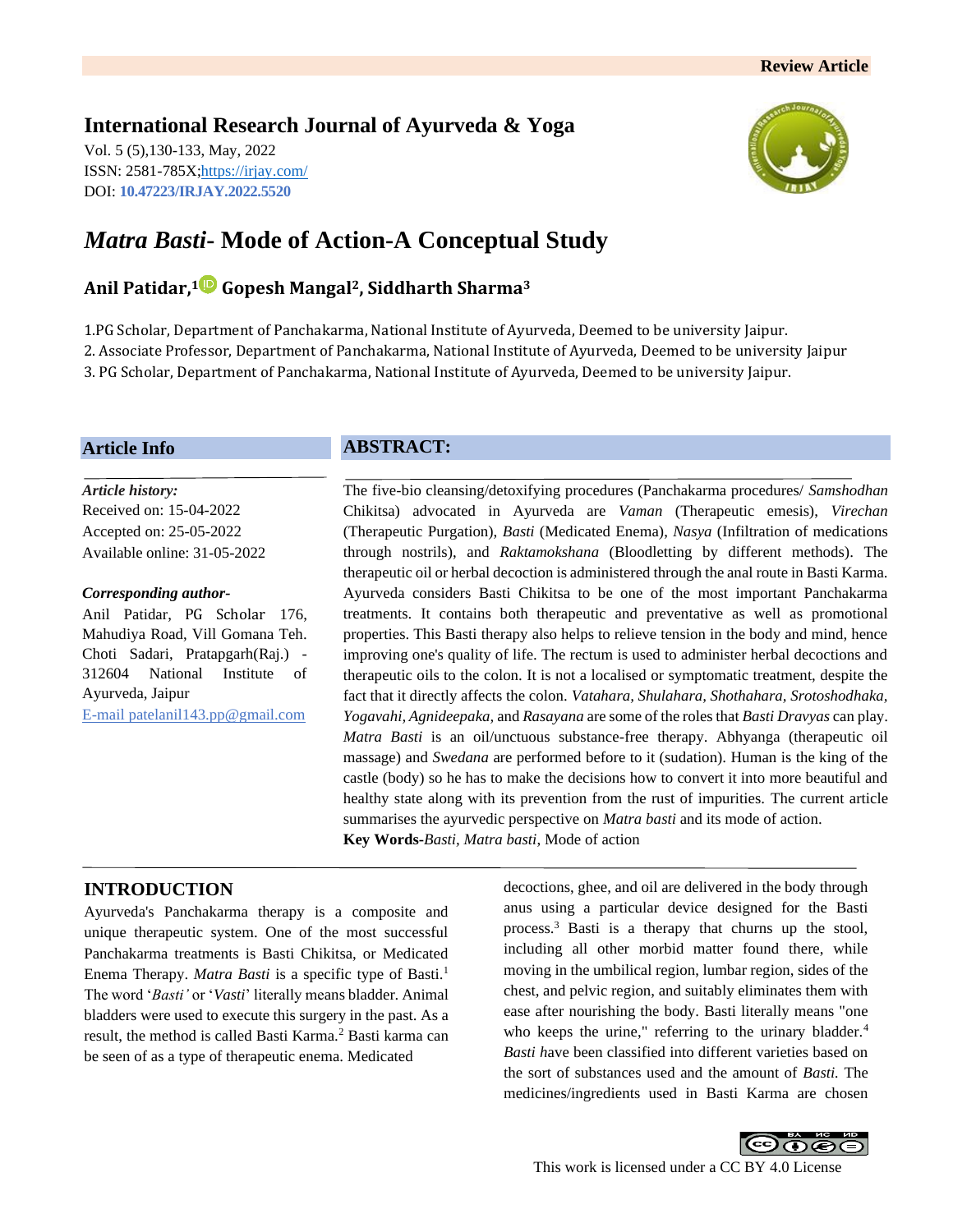Review Article

## International Research Journal of Ayurveda & Yoga

Vol. 5 (5),130-133, May, 2022
ISSN: 2581-785X;https://irjay.com/
DOI: **10.47223/IRJAY.2022.5520**

# *Matra Basti*- Mode of Action-A Conceptual Study

**Anil Patidar,[1] Gopesh Mangal[2], Siddharth Sharma[3]**

1.PG Scholar, Department of Panchakarma, National Institute of Ayurveda, Deemed to be university Jaipur.
2. Associate Professor, Department of Panchakarma, National Institute of Ayurveda, Deemed to be university Jaipur
3. PG Scholar, Department of Panchakarma, National Institute of Ayurveda, Deemed to be university Jaipur.

### Article Info

***Article history:***
Received on: 15-04-2022
Accepted on: 25-05-2022
Available online: 31-05-2022

***Corresponding author-***
Anil Patidar, PG Scholar 176, Mahudiya Road, Vill Gomana Teh. Choti Sadari, Pratapgarh(Raj.) - 312604 National Institute of Ayurveda, Jaipur
E-mail patelanil143.pp@gmail.com

### ABSTRACT:

The five-bio cleansing/detoxifying procedures (Panchakarma procedures/ *Samshodhan* Chikitsa) advocated in Ayurveda are *Vaman* (Therapeutic emesis), *Virechan* (Therapeutic Purgation), *Basti* (Medicated Enema), *Nasya* (Infiltration of medications through nostrils), and *Raktamokshana* (Bloodletting by different methods). The therapeutic oil or herbal decoction is administered through the anal route in Basti Karma. Ayurveda considers Basti Chikitsa to be one of the most important Panchakarma treatments. It contains both therapeutic and preventative as well as promotional properties. This Basti therapy also helps to relieve tension in the body and mind, hence improving one's quality of life. The rectum is used to administer herbal decoctions and therapeutic oils to the colon. It is not a localised or symptomatic treatment, despite the fact that it directly affects the colon. *Vatahara, Shulahara, Shothahara, Srotoshodhaka, Yogavahi, Agnideepaka,* and *Rasayana* are some of the roles that *Basti Dravyas* can play. *Matra Basti* is an oil/unctuous substance-free therapy. Abhyanga (therapeutic oil massage) and *Swedana* are performed before to it (sudation). Human is the king of the castle (body) so he has to make the decisions how to convert it into more beautiful and healthy state along with its prevention from the rust of impurities. The current article summarises the ayurvedic perspective on *Matra basti* and its mode of action.

**Key Words-***Basti, Matra basti*, Mode of action

## INTRODUCTION

Ayurveda's Panchakarma therapy is a composite and unique therapeutic system. One of the most successful Panchakarma treatments is Basti Chikitsa, or Medicated Enema Therapy. *Matra Basti* is a specific type of Basti.[1] The word '*Basti'* or '*Vasti*' literally means bladder. Animal bladders were used to execute this surgery in the past. As a result, the method is called Basti Karma.[2] Basti karma can be seen of as a type of therapeutic enema. Medicated decoctions, ghee, and oil are delivered in the body through anus using a particular device designed for the Basti process.[3] Basti is a therapy that churns up the stool, including all other morbid matter found there, while moving in the umbilical region, lumbar region, sides of the chest, and pelvic region, and suitably eliminates them with ease after nourishing the body. Basti literally means "one who keeps the urine," referring to the urinary bladder.[4] *Basti h*ave been classified into different varieties based on the sort of substances used and the amount of *Basti.* The medicines/ingredients used in Basti Karma are chosen

This work is licensed under a CC BY 4.0 License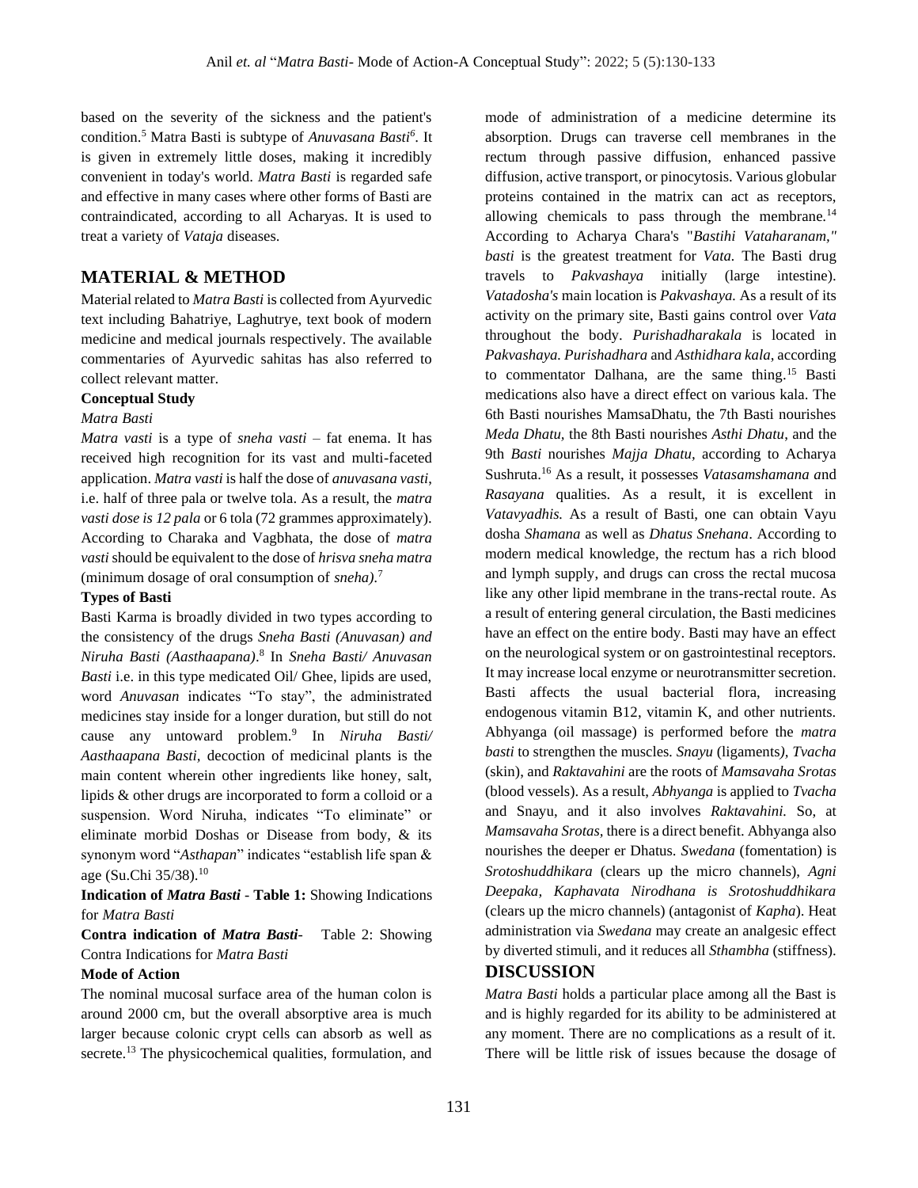based on the severity of the sickness and the patient's condition.[5] Matra Basti is subtype of *Anuvasana Basti*[6]. It is given in extremely little doses, making it incredibly convenient in today's world. *Matra Basti* is regarded safe and effective in many cases where other forms of Basti are contraindicated, according to all Acharyas. It is used to treat a variety of *Vataja* diseases.

## MATERIAL & METHOD

Material related to *Matra Basti* is collected from Ayurvedic text including Bahatriye, Laghutrye, text book of modern medicine and medical journals respectively. The available commentaries of Ayurvedic sahitas has also referred to collect relevant matter.

**Conceptual Study**

*Matra Basti*

*Matra vasti* is a type of *sneha vasti* – fat enema. It has received high recognition for its vast and multi-faceted application. *Matra vasti* is half the dose of *anuvasana vasti*, i.e. half of three pala or twelve tola. As a result, the *matra vasti dose is 12 pala* or 6 tola (72 grammes approximately). According to Charaka and Vagbhata, the dose of *matra vasti* should be equivalent to the dose of *hrisva sneha matra* (minimum dosage of oral consumption of *sneha)*.[7]

**Types of Basti**

Basti Karma is broadly divided in two types according to the consistency of the drugs *Sneha Basti (Anuvasan) and Niruha Basti (Aasthaapana)*.[8] In *Sneha Basti/ Anuvasan Basti* i.e. in this type medicated Oil/ Ghee, lipids are used, word *Anuvasan* indicates "To stay", the administrated medicines stay inside for a longer duration, but still do not cause any untoward problem.[9] In *Niruha Basti/ Aasthaapana Basti,* decoction of medicinal plants is the main content wherein other ingredients like honey, salt, lipids & other drugs are incorporated to form a colloid or a suspension. Word Niruha, indicates "To eliminate" or eliminate morbid Doshas or Disease from body, & its synonym word "*Asthapan*" indicates "establish life span & age (Su.Chi 35/38).[10]

**Indication of *Matra Basti* - Table 1:** Showing Indications for *Matra Basti*

**Contra indication of *Matra Basti*-** Table 2: Showing Contra Indications for *Matra Basti*

**Mode of Action**

The nominal mucosal surface area of the human colon is around 2000 cm, but the overall absorptive area is much larger because colonic crypt cells can absorb as well as secrete.[13] The physicochemical qualities, formulation, and mode of administration of a medicine determine its absorption. Drugs can traverse cell membranes in the rectum through passive diffusion, enhanced passive diffusion, active transport, or pinocytosis. Various globular proteins contained in the matrix can act as receptors, allowing chemicals to pass through the membrane.[14] According to Acharya Chara's "*Bastihi Vataharanam," basti* is the greatest treatment for *Vata.* The Basti drug travels to *Pakvashaya* initially (large intestine). *Vatadosha's* main location is *Pakvashaya.* As a result of its activity on the primary site, Basti gains control over *Vata* throughout the body. *Purishadharakala* is located in *Pakvashaya. Purishadhara* and *Asthidhara kala*, according to commentator Dalhana, are the same thing.[15] Basti medications also have a direct effect on various kala. The 6th Basti nourishes MamsaDhatu, the 7th Basti nourishes *Meda Dhatu,* the 8th Basti nourishes *Asthi Dhatu,* and the 9th *Basti* nourishes *Majja Dhatu,* according to Acharya Sushruta.[16] As a result, it possesses *Vatasamshamana a*nd *Rasayana* qualities. As a result, it is excellent in *Vatavyadhis.* As a result of Basti, one can obtain Vayu dosha *Shamana* as well as *Dhatus Snehana*. According to modern medical knowledge, the rectum has a rich blood and lymph supply, and drugs can cross the rectal mucosa like any other lipid membrane in the trans-rectal route. As a result of entering general circulation, the Basti medicines have an effect on the entire body. Basti may have an effect on the neurological system or on gastrointestinal receptors. It may increase local enzyme or neurotransmitter secretion. Basti affects the usual bacterial flora, increasing endogenous vitamin B12, vitamin K, and other nutrients. Abhyanga (oil massage) is performed before the *matra basti* to strengthen the muscles. *Snayu* (ligaments*), Tvacha* (skin), and *Raktavahini* are the roots of *Mamsavaha Srotas* (blood vessels). As a result, *Abhyanga* is applied to *Tvacha* and Snayu, and it also involves *Raktavahini.* So, at *Mamsavaha Srotas,* there is a direct benefit. Abhyanga also nourishes the deeper er Dhatus. *Swedana* (fomentation) is *Srotoshuddhikara* (clears up the micro channels), *Agni Deepaka, Kaphavata Nirodhana is Srotoshuddhikara* (clears up the micro channels) (antagonist of *Kapha*). Heat administration via *Swedana* may create an analgesic effect by diverted stimuli, and it reduces all *Sthambha* (stiffness).

## DISCUSSION

*Matra Basti* holds a particular place among all the Bast is and is highly regarded for its ability to be administered at any moment. There are no complications as a result of it. There will be little risk of issues because the dosage of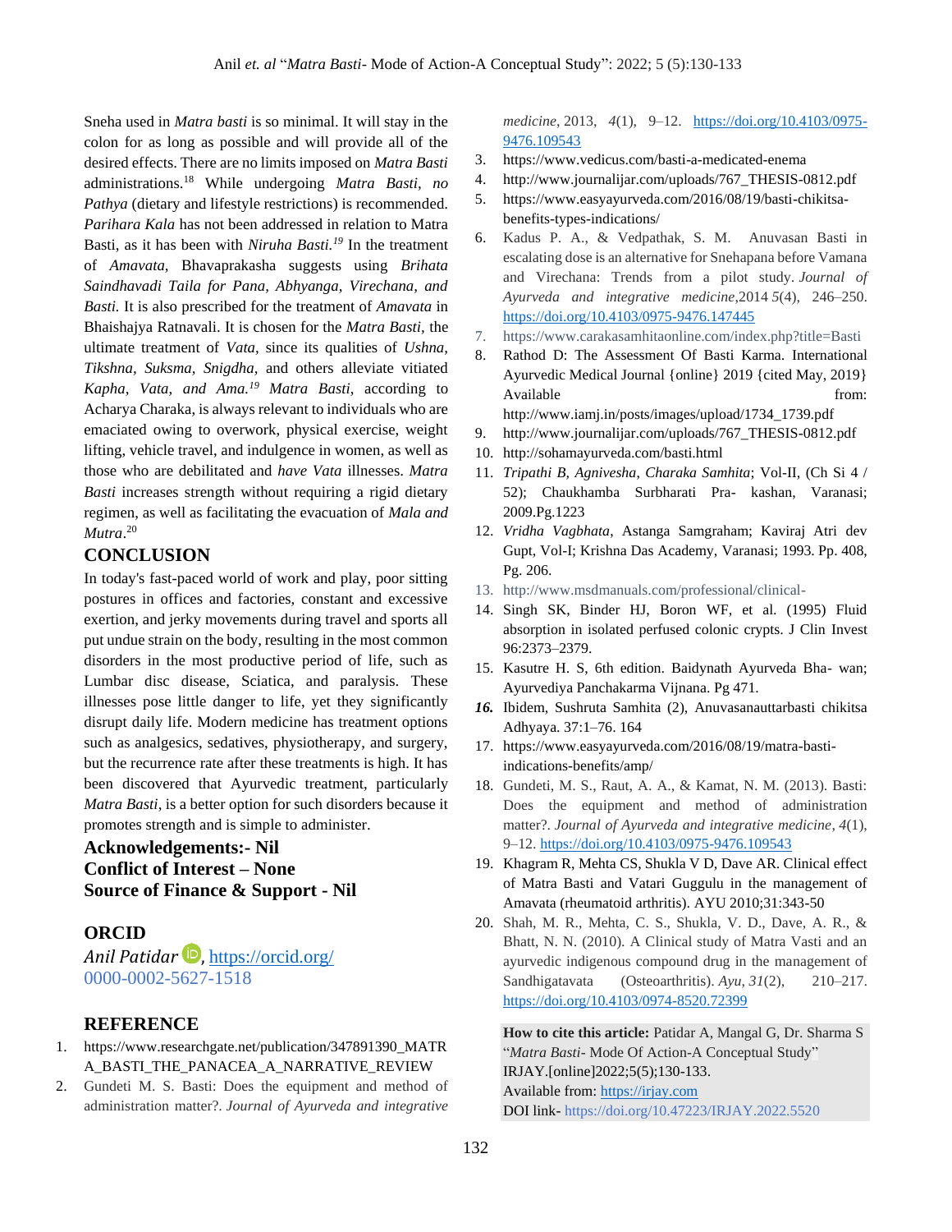Sneha used in *Matra basti* is so minimal. It will stay in the colon for as long as possible and will provide all of the desired effects. There are no limits imposed on *Matra Basti* administrations.[18] While undergoing *Matra Basti*, *no Pathya* (dietary and lifestyle restrictions) is recommended. *Parihara Kala* has not been addressed in relation to Matra Basti, as it has been with *Niruha Basti.*[19] In the treatment of *Amavata*, Bhavaprakasha suggests using *Brihata Saindhavadi Taila for Pana, Abhyanga, Virechana, and Basti.* It is also prescribed for the treatment of *Amavata* in Bhaishajya Ratnavali. It is chosen for the *Matra Basti*, the ultimate treatment of *Vata*, since its qualities of *Ushna, Tikshna, Suksma, Snigdha*, and others alleviate vitiated *Kapha, Vata, and Ama.*[19] *Matra Basti*, according to Acharya Charaka, is always relevant to individuals who are emaciated owing to overwork, physical exercise, weight lifting, vehicle travel, and indulgence in women, as well as those who are debilitated and *have Vata* illnesses. *Matra Basti* increases strength without requiring a rigid dietary regimen, as well as facilitating the evacuation of *Mala and Mutra*.[20]

## CONCLUSION

In today's fast-paced world of work and play, poor sitting postures in offices and factories, constant and excessive exertion, and jerky movements during travel and sports all put undue strain on the body, resulting in the most common disorders in the most productive period of life, such as Lumbar disc disease, Sciatica, and paralysis. These illnesses pose little danger to life, yet they significantly disrupt daily life. Modern medicine has treatment options such as analgesics, sedatives, physiotherapy, and surgery, but the recurrence rate after these treatments is high. It has been discovered that Ayurvedic treatment, particularly *Matra Basti*, is a better option for such disorders because it promotes strength and is simple to administer.

**Acknowledgements:- Nil**

**Conflict of Interest – None**

**Source of Finance & Support - Nil**

## ORCID

*Anil Patidar*, https://orcid.org/0000-0002-5627-1518

## REFERENCE

1. https://www.researchgate.net/publication/347891390_MATRA_BASTI_THE_PANACEA_A_NARRATIVE_REVIEW
2. Gundeti M. S. Basti: Does the equipment and method of administration matter?. *Journal of Ayurveda and integrative medicine*, 2013, *4*(1), 9–12. https://doi.org/10.4103/0975-9476.109543
3. https://www.vedicus.com/basti-a-medicated-enema
4. http://www.journalijar.com/uploads/767_THESIS-0812.pdf
5. https://www.easyayurveda.com/2016/08/19/basti-chikitsa-benefits-types-indications/
6. Kadus P. A., & Vedpathak, S. M. Anuvasan Basti in escalating dose is an alternative for Snehapana before Vamana and Virechana: Trends from a pilot study. *Journal of Ayurveda and integrative medicine*,2014 *5*(4), 246–250. https://doi.org/10.4103/0975-9476.147445
7. https://www.carakasamhitaonline.com/index.php?title=Basti
8. Rathod D: The Assessment Of Basti Karma. International Ayurvedic Medical Journal {online} 2019 {cited May, 2019} Available from: http://www.iamj.in/posts/images/upload/1734_1739.pdf
9. http://www.journalijar.com/uploads/767_THESIS-0812.pdf
10. http://sohamayurveda.com/basti.html
11. *Tripathi B, Agnivesha, Charaka Samhita*; Vol-II, (Ch Si 4 / 52); Chaukhamba Surbharati Pra- kashan, Varanasi; 2009.Pg.1223
12. *Vridha Vagbhata*, Astanga Samgraham; Kaviraj Atri dev Gupt, Vol-I; Krishna Das Academy, Varanasi; 1993. Pp. 408, Pg. 206.
13. http://www.msdmanuals.com/professional/clinical-
14. Singh SK, Binder HJ, Boron WF, et al. (1995) Fluid absorption in isolated perfused colonic crypts. J Clin Invest 96:2373–2379.
15. Kasutre H. S, 6th edition. Baidynath Ayurveda Bha- wan; Ayurvediya Panchakarma Vijnana. Pg 471.
16. Ibidem, Sushruta Samhita (2), Anuvasanauttarbasti chikitsa Adhyaya. 37:1–76. 164
17. https://www.easyayurveda.com/2016/08/19/matra-basti-indications-benefits/amp/
18. Gundeti, M. S., Raut, A. A., & Kamat, N. M. (2013). Basti: Does the equipment and method of administration matter?. *Journal of Ayurveda and integrative medicine*, *4*(1), 9–12. https://doi.org/10.4103/0975-9476.109543
19. Khagram R, Mehta CS, Shukla V D, Dave AR. Clinical effect of Matra Basti and Vatari Guggulu in the management of Amavata (rheumatoid arthritis). AYU 2010;31:343-50
20. Shah, M. R., Mehta, C. S., Shukla, V. D., Dave, A. R., & Bhatt, N. N. (2010). A Clinical study of Matra Vasti and an ayurvedic indigenous compound drug in the management of Sandhigatavata (Osteoarthritis). *Ayu*, *31*(2), 210–217. https://doi.org/10.4103/0974-8520.72399

**How to cite this article:** Patidar A, Mangal G, Dr. Sharma S "*Matra Basti*- Mode Of Action-A Conceptual Study" IRJAY.[online]2022;5(5);130-133.
Available from: https://irjay.com
DOI link- https://doi.org/10.47223/IRJAY.2022.5520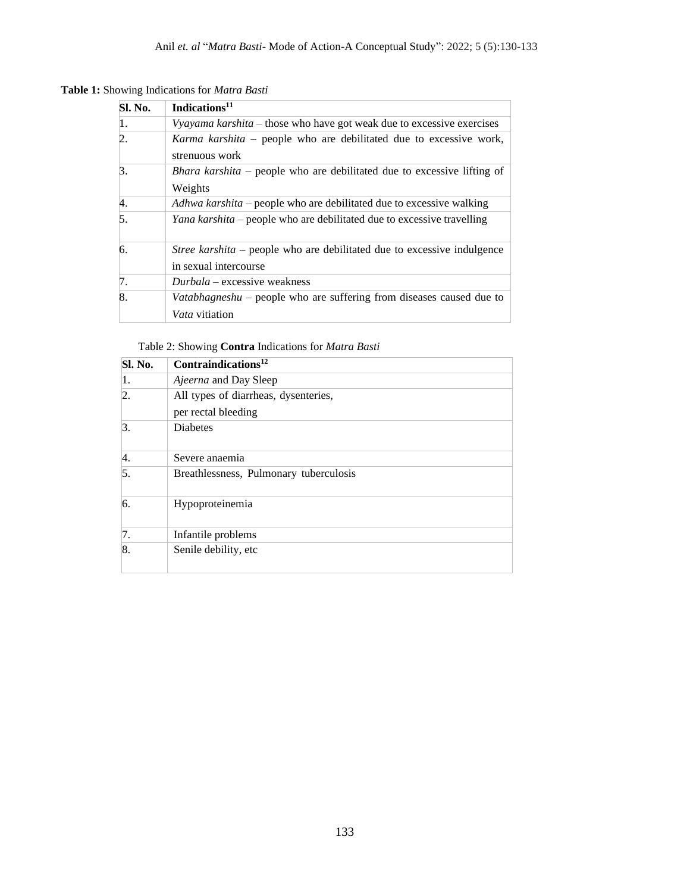**Table 1:** Showing Indications for *Matra Basti*

| Sl. No. | Indications[11] |
|---|---|
| 1. | *Vyayama karshita* – those who have got weak due to excessive exercises |
| 2. | *Karma karshita* – people who are debilitated due to excessive work, strenuous work |
| 3. | *Bhara karshita* – people who are debilitated due to excessive lifting of Weights |
| 4. | *Adhwa karshita* – people who are debilitated due to excessive walking |
| 5. | *Yana karshita* – people who are debilitated due to excessive travelling |
| 6. | *Stree karshita* – people who are debilitated due to excessive indulgence in sexual intercourse |
| 7. | *Durbala* – excessive weakness |
| 8. | *Vatabhagneshu* – people who are suffering from diseases caused due to *Vata* vitiation |

Table 2: Showing **Contra** Indications for *Matra Basti*

| Sl. No. | Contraindications[12] |
|---|---|
| 1. | *Ajeerna* and Day Sleep |
| 2. | All types of diarrheas, dysenteries, per rectal bleeding |
| 3. | Diabetes |
| 4. | Severe anaemia |
| 5. | Breathlessness, Pulmonary tuberculosis |
| 6. | Hypoproteinemia |
| 7. | Infantile problems |
| 8. | Senile debility, etc |